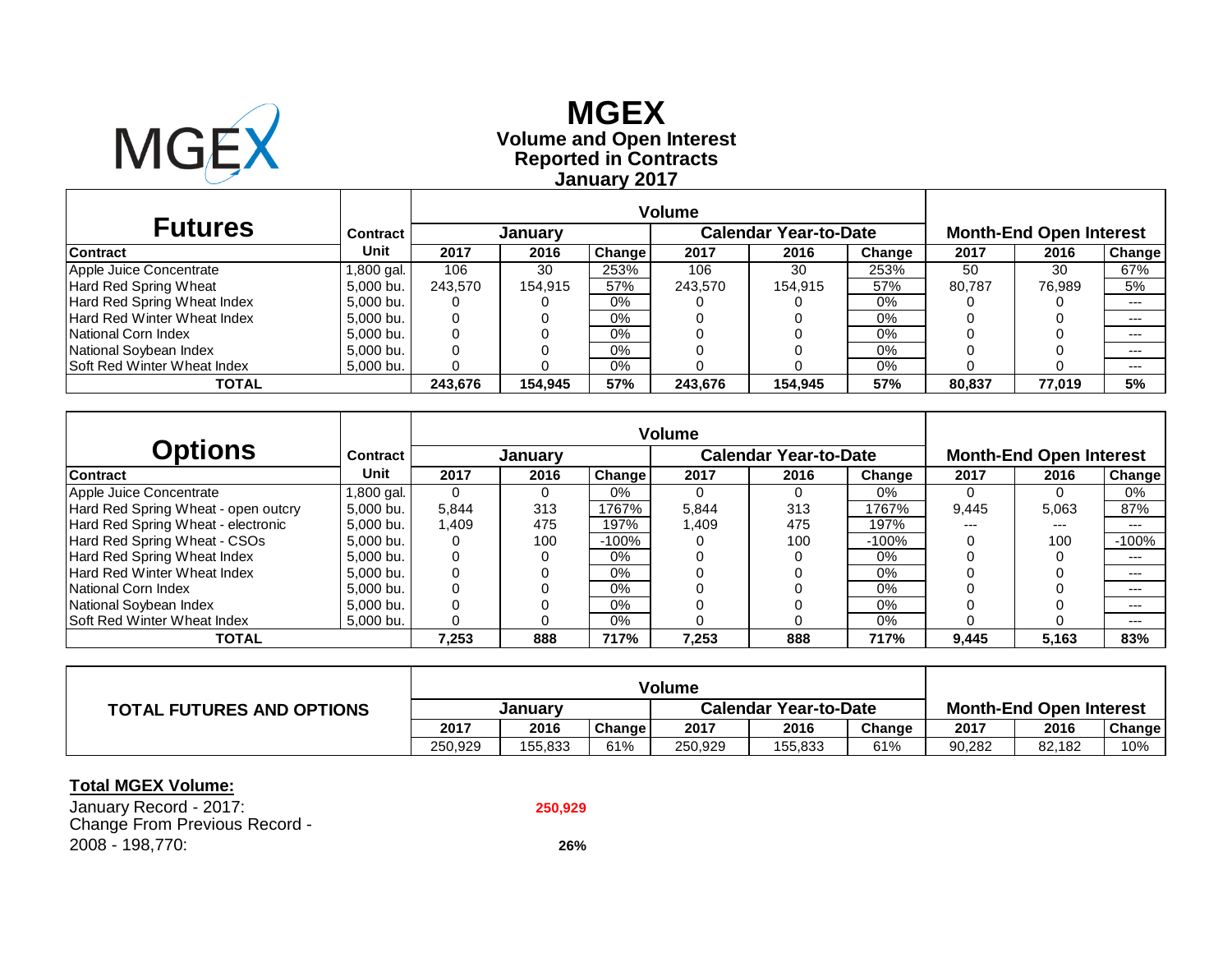# MGEX

## Volume and Open Interest
## Reported in Contracts
## January 2017

| Futures | Contract | Volume | | | | | | Month-End Open Interest | | |
|---|---|---|---|---|---|---|---|---|---|---|
| | | January | | | Calendar Year-to-Date | | | | | |
| Contract | Unit | 2017 | 2016 | Change | 2017 | 2016 | Change | 2017 | 2016 | Change |
| Apple Juice Concentrate | 1,800 gal. | 106 | 30 | 253% | 106 | 30 | 253% | 50 | 30 | 67% |
| Hard Red Spring Wheat | 5,000 bu. | 243,570 | 154,915 | 57% | 243,570 | 154,915 | 57% | 80,787 | 76,989 | 5% |
| Hard Red Spring Wheat Index | 5,000 bu. | 0 | 0 | 0% | 0 | 0 | 0% | 0 | 0 | --- |
| Hard Red Winter Wheat Index | 5,000 bu. | 0 | 0 | 0% | 0 | 0 | 0% | 0 | 0 | --- |
| National Corn Index | 5,000 bu. | 0 | 0 | 0% | 0 | 0 | 0% | 0 | 0 | --- |
| National Soybean Index | 5,000 bu. | 0 | 0 | 0% | 0 | 0 | 0% | 0 | 0 | --- |
| Soft Red Winter Wheat Index | 5,000 bu. | 0 | 0 | 0% | 0 | 0 | 0% | 0 | 0 | --- |
| **TOTAL** | | **243,676** | **154,945** | **57%** | **243,676** | **154,945** | **57%** | **80,837** | **77,019** | **5%** |

| Options | Contract | Volume | | | | | | Month-End Open Interest | | |
|---|---|---|---|---|---|---|---|---|---|---|
| | | January | | | Calendar Year-to-Date | | | | | |
| Contract | Unit | 2017 | 2016 | Change | 2017 | 2016 | Change | 2017 | 2016 | Change |
| Apple Juice Concentrate | 1,800 gal. | 0 | 0 | 0% | 0 | 0 | 0% | 0 | 0 | 0% |
| Hard Red Spring Wheat - open outcry | 5,000 bu. | 5,844 | 313 | 1767% | 5,844 | 313 | 1767% | 9,445 | 5,063 | 87% |
| Hard Red Spring Wheat - electronic | 5,000 bu. | 1,409 | 475 | 197% | 1,409 | 475 | 197% | --- | --- | --- |
| Hard Red Spring Wheat - CSOs | 5,000 bu. | 0 | 100 | -100% | 0 | 100 | -100% | 0 | 100 | -100% |
| Hard Red Spring Wheat Index | 5,000 bu. | 0 | 0 | 0% | 0 | 0 | 0% | 0 | 0 | --- |
| Hard Red Winter Wheat Index | 5,000 bu. | 0 | 0 | 0% | 0 | 0 | 0% | 0 | 0 | --- |
| National Corn Index | 5,000 bu. | 0 | 0 | 0% | 0 | 0 | 0% | 0 | 0 | --- |
| National Soybean Index | 5,000 bu. | 0 | 0 | 0% | 0 | 0 | 0% | 0 | 0 | --- |
| Soft Red Winter Wheat Index | 5,000 bu. | 0 | 0 | 0% | 0 | 0 | 0% | 0 | 0 | --- |
| **TOTAL** | | **7,253** | **888** | **717%** | **7,253** | **888** | **717%** | **9,445** | **5,163** | **83%** |

| TOTAL FUTURES AND OPTIONS | Volume | | | | | | Month-End Open Interest | | |
|---|---|---|---|---|---|---|---|---|---|
| | January | | | Calendar Year-to-Date | | | | | |
| | 2017 | 2016 | Change | 2017 | 2016 | Change | 2017 | 2016 | Change |
| | 250,929 | 155,833 | 61% | 250,929 | 155,833 | 61% | 90,282 | 82,182 | 10% |

**Total MGEX Volume:**

January Record - 2017: **250,929**

Change From Previous Record - 2008 - 198,770: **26%**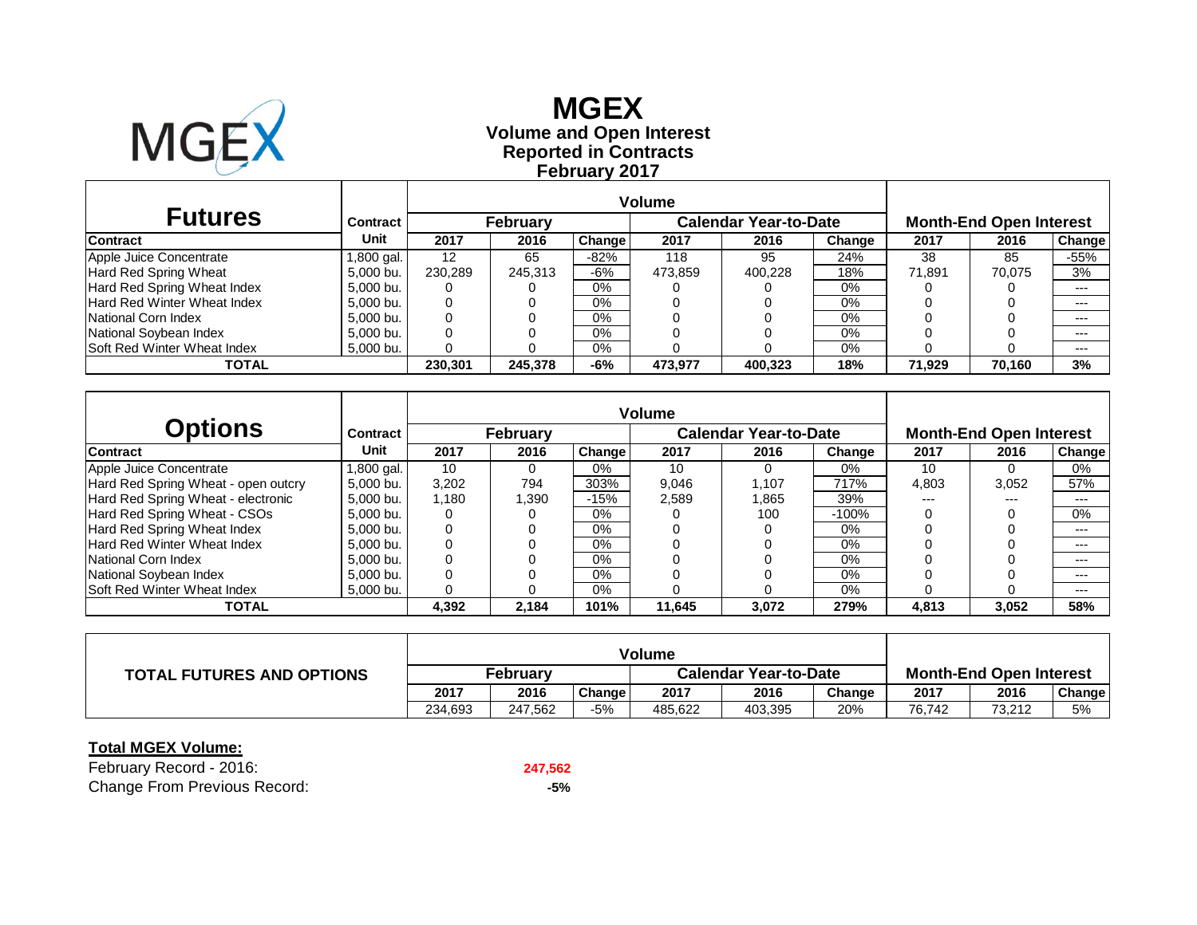# MGEX

**Volume and Open Interest**
**Reported in Contracts**
**February 2017**

## Futures

| Contract | Contract Unit | Volume | | | | | | Month-End Open Interest | | |
|---|---|---|---|---|---|---|---|---|---|---|
| | | February | | | Calendar Year-to-Date | | | | | |
| | | 2017 | 2016 | Change | 2017 | 2016 | Change | 2017 | 2016 | Change |
| Apple Juice Concentrate | 1,800 gal. | 12 | 65 | -82% | 118 | 95 | 24% | 38 | 85 | -55% |
| Hard Red Spring Wheat | 5,000 bu. | 230,289 | 245,313 | -6% | 473,859 | 400,228 | 18% | 71,891 | 70,075 | 3% |
| Hard Red Spring Wheat Index | 5,000 bu. | 0 | 0 | 0% | 0 | 0 | 0% | 0 | 0 | --- |
| Hard Red Winter Wheat Index | 5,000 bu. | 0 | 0 | 0% | 0 | 0 | 0% | 0 | 0 | --- |
| National Corn Index | 5,000 bu. | 0 | 0 | 0% | 0 | 0 | 0% | 0 | 0 | --- |
| National Soybean Index | 5,000 bu. | 0 | 0 | 0% | 0 | 0 | 0% | 0 | 0 | --- |
| Soft Red Winter Wheat Index | 5,000 bu. | 0 | 0 | 0% | 0 | 0 | 0% | 0 | 0 | --- |
| **TOTAL** | | **230,301** | **245,378** | **-6%** | **473,977** | **400,323** | **18%** | **71,929** | **70,160** | **3%** |

## Options

| Contract | Contract Unit | Volume | | | | | | Month-End Open Interest | | |
|---|---|---|---|---|---|---|---|---|---|---|
| | | February | | | Calendar Year-to-Date | | | | | |
| | | 2017 | 2016 | Change | 2017 | 2016 | Change | 2017 | 2016 | Change |
| Apple Juice Concentrate | 1,800 gal. | 10 | 0 | 0% | 10 | 0 | 0% | 10 | 0 | 0% |
| Hard Red Spring Wheat - open outcry | 5,000 bu. | 3,202 | 794 | 303% | 9,046 | 1,107 | 717% | 4,803 | 3,052 | 57% |
| Hard Red Spring Wheat - electronic | 5,000 bu. | 1,180 | 1,390 | -15% | 2,589 | 1,865 | 39% | --- | --- | --- |
| Hard Red Spring Wheat - CSOs | 5,000 bu. | 0 | 0 | 0% | 0 | 100 | -100% | 0 | 0 | 0% |
| Hard Red Spring Wheat Index | 5,000 bu. | 0 | 0 | 0% | 0 | 0 | 0% | 0 | 0 | --- |
| Hard Red Winter Wheat Index | 5,000 bu. | 0 | 0 | 0% | 0 | 0 | 0% | 0 | 0 | --- |
| National Corn Index | 5,000 bu. | 0 | 0 | 0% | 0 | 0 | 0% | 0 | 0 | --- |
| National Soybean Index | 5,000 bu. | 0 | 0 | 0% | 0 | 0 | 0% | 0 | 0 | --- |
| Soft Red Winter Wheat Index | 5,000 bu. | 0 | 0 | 0% | 0 | 0 | 0% | 0 | 0 | --- |
| **TOTAL** | | **4,392** | **2,184** | **101%** | **11,645** | **3,072** | **279%** | **4,813** | **3,052** | **58%** |

## TOTAL FUTURES AND OPTIONS

| Volume | | | | | | Month-End Open Interest | | |
|---|---|---|---|---|---|---|---|---|
| February | | | Calendar Year-to-Date | | | | | |
| 2017 | 2016 | Change | 2017 | 2016 | Change | 2017 | 2016 | Change |
| 234,693 | 247,562 | -5% | 485,622 | 403,395 | 20% | 76,742 | 73,212 | 5% |

**Total MGEX Volume:**

| | |
|---|---|
| February Record - 2016: | **247,562** |
| Change From Previous Record: | **-5%** |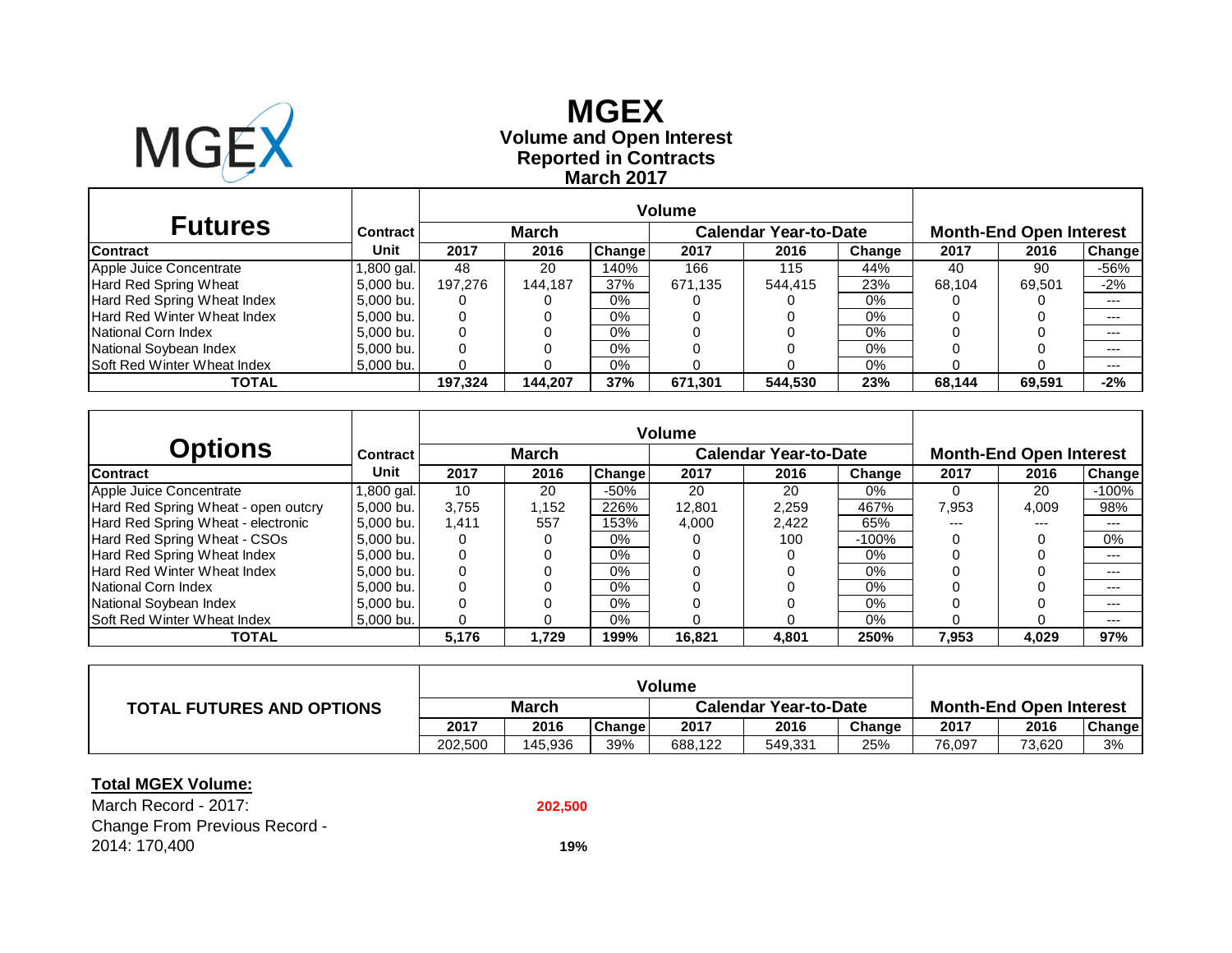# MGEX

**Volume and Open Interest**
**Reported in Contracts**
**March 2017**

## Futures

| Contract | Contract Unit | Volume – March 2017 | Volume – March 2016 | Volume – March Change | Volume – Calendar Year-to-Date 2017 | Volume – Calendar Year-to-Date 2016 | Volume – Calendar Year-to-Date Change | Month-End Open Interest 2017 | Month-End Open Interest 2016 | Month-End Open Interest Change |
|---|---|---|---|---|---|---|---|---|---|---|
| Apple Juice Concentrate | 1,800 gal. | 48 | 20 | 140% | 166 | 115 | 44% | 40 | 90 | -56% |
| Hard Red Spring Wheat | 5,000 bu. | 197,276 | 144,187 | 37% | 671,135 | 544,415 | 23% | 68,104 | 69,501 | -2% |
| Hard Red Spring Wheat Index | 5,000 bu. | 0 | 0 | 0% | 0 | 0 | 0% | 0 | 0 | --- |
| Hard Red Winter Wheat Index | 5,000 bu. | 0 | 0 | 0% | 0 | 0 | 0% | 0 | 0 | --- |
| National Corn Index | 5,000 bu. | 0 | 0 | 0% | 0 | 0 | 0% | 0 | 0 | --- |
| National Soybean Index | 5,000 bu. | 0 | 0 | 0% | 0 | 0 | 0% | 0 | 0 | --- |
| Soft Red Winter Wheat Index | 5,000 bu. | 0 | 0 | 0% | 0 | 0 | 0% | 0 | 0 | --- |
| **TOTAL** | | **197,324** | **144,207** | **37%** | **671,301** | **544,530** | **23%** | **68,144** | **69,591** | **-2%** |

## Options

| Contract | Contract Unit | Volume – March 2017 | Volume – March 2016 | Volume – March Change | Volume – Calendar Year-to-Date 2017 | Volume – Calendar Year-to-Date 2016 | Volume – Calendar Year-to-Date Change | Month-End Open Interest 2017 | Month-End Open Interest 2016 | Month-End Open Interest Change |
|---|---|---|---|---|---|---|---|---|---|---|
| Apple Juice Concentrate | 1,800 gal. | 10 | 20 | -50% | 20 | 20 | 0% | 0 | 20 | -100% |
| Hard Red Spring Wheat - open outcry | 5,000 bu. | 3,755 | 1,152 | 226% | 12,801 | 2,259 | 467% | 7,953 | 4,009 | 98% |
| Hard Red Spring Wheat - electronic | 5,000 bu. | 1,411 | 557 | 153% | 4,000 | 2,422 | 65% | --- | --- | --- |
| Hard Red Spring Wheat - CSOs | 5,000 bu. | 0 | 0 | 0% | 0 | 100 | -100% | 0 | 0 | 0% |
| Hard Red Spring Wheat Index | 5,000 bu. | 0 | 0 | 0% | 0 | 0 | 0% | 0 | 0 | --- |
| Hard Red Winter Wheat Index | 5,000 bu. | 0 | 0 | 0% | 0 | 0 | 0% | 0 | 0 | --- |
| National Corn Index | 5,000 bu. | 0 | 0 | 0% | 0 | 0 | 0% | 0 | 0 | --- |
| National Soybean Index | 5,000 bu. | 0 | 0 | 0% | 0 | 0 | 0% | 0 | 0 | --- |
| Soft Red Winter Wheat Index | 5,000 bu. | 0 | 0 | 0% | 0 | 0 | 0% | 0 | 0 | --- |
| **TOTAL** | | **5,176** | **1,729** | **199%** | **16,821** | **4,801** | **250%** | **7,953** | **4,029** | **97%** |

## TOTAL FUTURES AND OPTIONS

| Volume – March 2017 | Volume – March 2016 | Volume – March Change | Volume – Calendar Year-to-Date 2017 | Volume – Calendar Year-to-Date 2016 | Volume – Calendar Year-to-Date Change | Month-End Open Interest 2017 | Month-End Open Interest 2016 | Month-End Open Interest Change |
|---|---|---|---|---|---|---|---|---|
| 202,500 | 145,936 | 39% | 688,122 | 549,331 | 25% | 76,097 | 73,620 | 3% |

**Total MGEX Volume:**

March Record - 2017: **202,500**

Change From Previous Record - 2014: 170,400 **19%**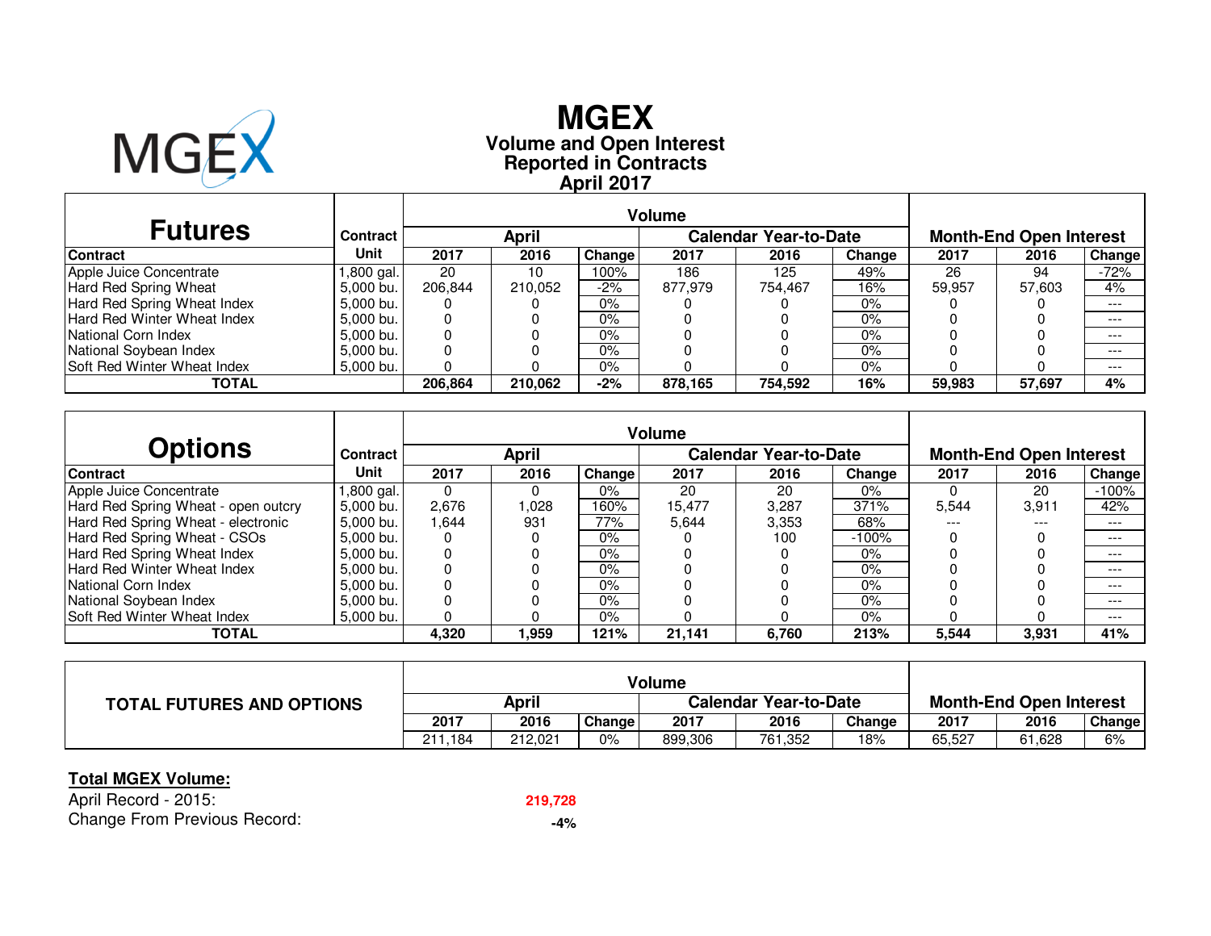# MGEX

## Volume and Open Interest
## Reported in Contracts
## April 2017

| Futures | Contract | Volume | | | | | | Month-End Open Interest | | |
|---|---|---|---|---|---|---|---|---|---|---|
| | | April | | | Calendar Year-to-Date | | | | | |
| Contract | Unit | 2017 | 2016 | Change | 2017 | 2016 | Change | 2017 | 2016 | Change |
| Apple Juice Concentrate | 1,800 gal. | 20 | 10 | 100% | 186 | 125 | 49% | 26 | 94 | -72% |
| Hard Red Spring Wheat | 5,000 bu. | 206,844 | 210,052 | -2% | 877,979 | 754,467 | 16% | 59,957 | 57,603 | 4% |
| Hard Red Spring Wheat Index | 5,000 bu. | 0 | 0 | 0% | 0 | 0 | 0% | 0 | 0 | --- |
| Hard Red Winter Wheat Index | 5,000 bu. | 0 | 0 | 0% | 0 | 0 | 0% | 0 | 0 | --- |
| National Corn Index | 5,000 bu. | 0 | 0 | 0% | 0 | 0 | 0% | 0 | 0 | --- |
| National Soybean Index | 5,000 bu. | 0 | 0 | 0% | 0 | 0 | 0% | 0 | 0 | --- |
| Soft Red Winter Wheat Index | 5,000 bu. | 0 | 0 | 0% | 0 | 0 | 0% | 0 | 0 | --- |
| **TOTAL** | | **206,864** | **210,062** | **-2%** | **878,165** | **754,592** | **16%** | **59,983** | **57,697** | **4%** |

| Options | Contract | Volume | | | | | | Month-End Open Interest | | |
|---|---|---|---|---|---|---|---|---|---|---|
| | | April | | | Calendar Year-to-Date | | | | | |
| Contract | Unit | 2017 | 2016 | Change | 2017 | 2016 | Change | 2017 | 2016 | Change |
| Apple Juice Concentrate | 1,800 gal. | 0 | 0 | 0% | 20 | 20 | 0% | 0 | 20 | -100% |
| Hard Red Spring Wheat - open outcry | 5,000 bu. | 2,676 | 1,028 | 160% | 15,477 | 3,287 | 371% | 5,544 | 3,911 | 42% |
| Hard Red Spring Wheat - electronic | 5,000 bu. | 1,644 | 931 | 77% | 5,644 | 3,353 | 68% | --- | --- | --- |
| Hard Red Spring Wheat - CSOs | 5,000 bu. | 0 | 0 | 0% | 0 | 100 | -100% | 0 | 0 | --- |
| Hard Red Spring Wheat Index | 5,000 bu. | 0 | 0 | 0% | 0 | 0 | 0% | 0 | 0 | --- |
| Hard Red Winter Wheat Index | 5,000 bu. | 0 | 0 | 0% | 0 | 0 | 0% | 0 | 0 | --- |
| National Corn Index | 5,000 bu. | 0 | 0 | 0% | 0 | 0 | 0% | 0 | 0 | --- |
| National Soybean Index | 5,000 bu. | 0 | 0 | 0% | 0 | 0 | 0% | 0 | 0 | --- |
| Soft Red Winter Wheat Index | 5,000 bu. | 0 | 0 | 0% | 0 | 0 | 0% | 0 | 0 | --- |
| **TOTAL** | | **4,320** | **1,959** | **121%** | **21,141** | **6,760** | **213%** | **5,544** | **3,931** | **41%** |

| TOTAL FUTURES AND OPTIONS | Volume | | | | | | Month-End Open Interest | | |
|---|---|---|---|---|---|---|---|---|---|
| | April | | | Calendar Year-to-Date | | | | | |
| | 2017 | 2016 | Change | 2017 | 2016 | Change | 2017 | 2016 | Change |
| | 211,184 | 212,021 | 0% | 899,306 | 761,352 | 18% | 65,527 | 61,628 | 6% |

**Total MGEX Volume:**

April Record - 2015: **219,728**

Change From Previous Record: **-4%**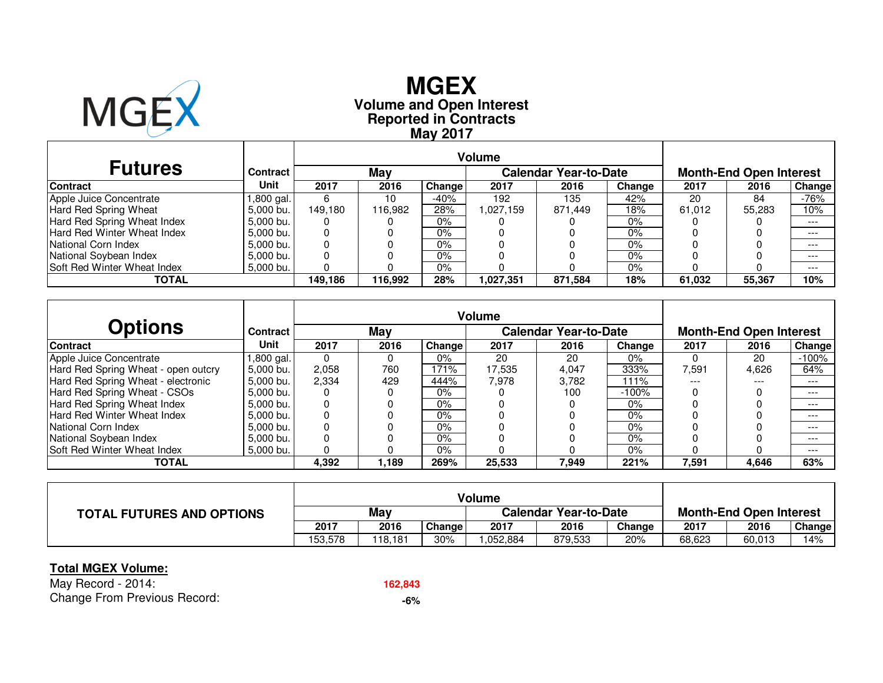# MGEX

## Volume and Open Interest
## Reported in Contracts
## May 2017

| Futures | Contract | Volume | | | | | | Month-End Open Interest | | |
|---|---|---|---|---|---|---|---|---|---|---|
| | | May | | | Calendar Year-to-Date | | | | | |
| Contract | Unit | 2017 | 2016 | Change | 2017 | 2016 | Change | 2017 | 2016 | Change |
| Apple Juice Concentrate | 1,800 gal. | 6 | 10 | -40% | 192 | 135 | 42% | 20 | 84 | -76% |
| Hard Red Spring Wheat | 5,000 bu. | 149,180 | 116,982 | 28% | 1,027,159 | 871,449 | 18% | 61,012 | 55,283 | 10% |
| Hard Red Spring Wheat Index | 5,000 bu. | 0 | 0 | 0% | 0 | 0 | 0% | 0 | 0 | --- |
| Hard Red Winter Wheat Index | 5,000 bu. | 0 | 0 | 0% | 0 | 0 | 0% | 0 | 0 | --- |
| National Corn Index | 5,000 bu. | 0 | 0 | 0% | 0 | 0 | 0% | 0 | 0 | --- |
| National Soybean Index | 5,000 bu. | 0 | 0 | 0% | 0 | 0 | 0% | 0 | 0 | --- |
| Soft Red Winter Wheat Index | 5,000 bu. | 0 | 0 | 0% | 0 | 0 | 0% | 0 | 0 | --- |
| **TOTAL** | | **149,186** | **116,992** | **28%** | **1,027,351** | **871,584** | **18%** | **61,032** | **55,367** | **10%** |

| Options | Contract | Volume | | | | | | Month-End Open Interest | | |
|---|---|---|---|---|---|---|---|---|---|---|
| | | May | | | Calendar Year-to-Date | | | | | |
| Contract | Unit | 2017 | 2016 | Change | 2017 | 2016 | Change | 2017 | 2016 | Change |
| Apple Juice Concentrate | 1,800 gal. | 0 | 0 | 0% | 20 | 20 | 0% | 0 | 20 | -100% |
| Hard Red Spring Wheat - open outcry | 5,000 bu. | 2,058 | 760 | 171% | 17,535 | 4,047 | 333% | 7,591 | 4,626 | 64% |
| Hard Red Spring Wheat - electronic | 5,000 bu. | 2,334 | 429 | 444% | 7,978 | 3,782 | 111% | --- | --- | --- |
| Hard Red Spring Wheat - CSOs | 5,000 bu. | 0 | 0 | 0% | 0 | 100 | -100% | 0 | 0 | --- |
| Hard Red Spring Wheat Index | 5,000 bu. | 0 | 0 | 0% | 0 | 0 | 0% | 0 | 0 | --- |
| Hard Red Winter Wheat Index | 5,000 bu. | 0 | 0 | 0% | 0 | 0 | 0% | 0 | 0 | --- |
| National Corn Index | 5,000 bu. | 0 | 0 | 0% | 0 | 0 | 0% | 0 | 0 | --- |
| National Soybean Index | 5,000 bu. | 0 | 0 | 0% | 0 | 0 | 0% | 0 | 0 | --- |
| Soft Red Winter Wheat Index | 5,000 bu. | 0 | 0 | 0% | 0 | 0 | 0% | 0 | 0 | --- |
| **TOTAL** | | **4,392** | **1,189** | **269%** | **25,533** | **7,949** | **221%** | **7,591** | **4,646** | **63%** |

| TOTAL FUTURES AND OPTIONS | Volume | | | | | | Month-End Open Interest | | |
|---|---|---|---|---|---|---|---|---|---|
| | May | | | Calendar Year-to-Date | | | | | |
| | 2017 | 2016 | Change | 2017 | 2016 | Change | 2017 | 2016 | Change |
| | 153,578 | 118,181 | 30% | 1,052,884 | 879,533 | 20% | 68,623 | 60,013 | 14% |

**Total MGEX Volume:**

May Record - 2014: **162,843**

Change From Previous Record: **-6%**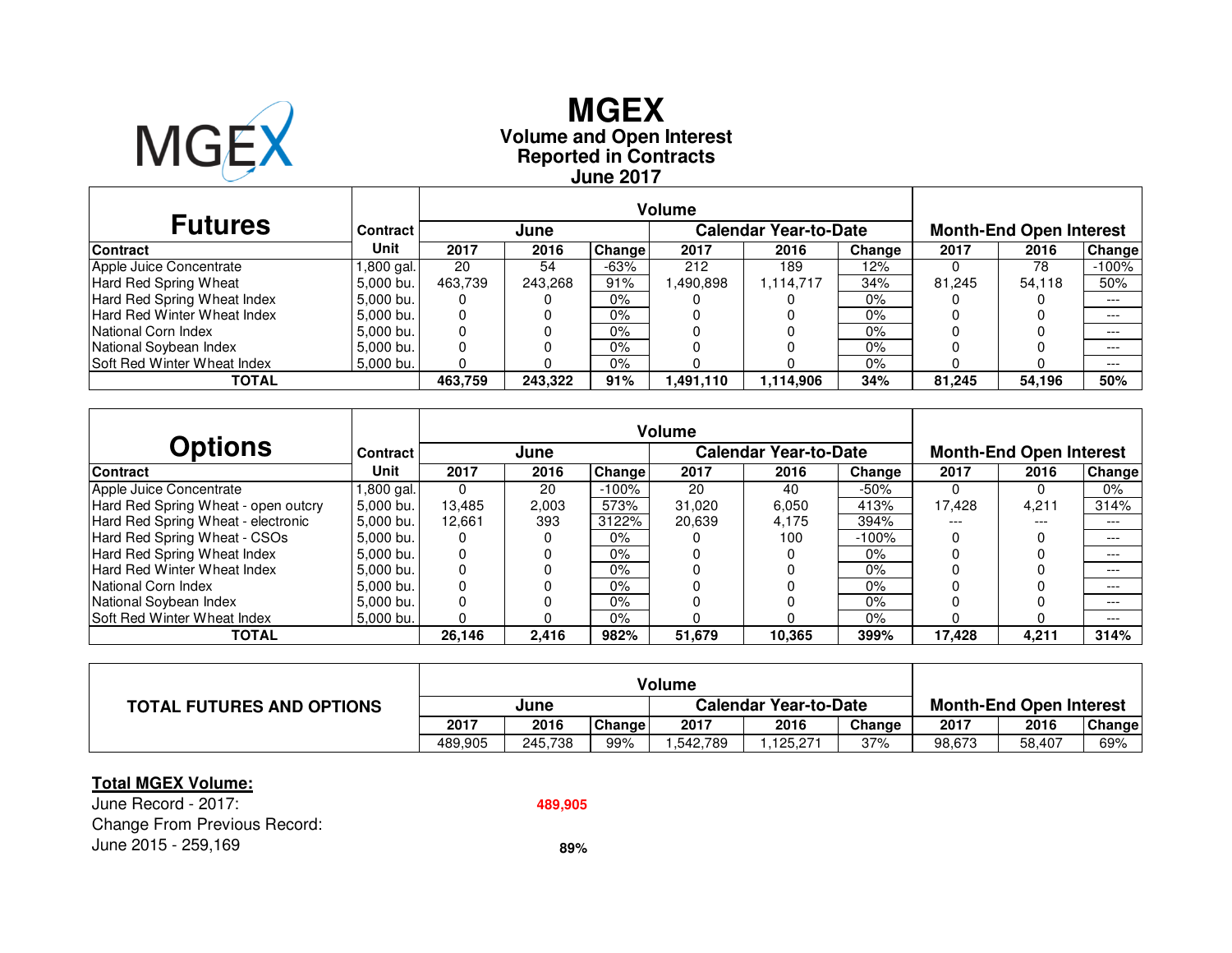# MGEX

## Volume and Open Interest
## Reported in Contracts
## June 2017

| Futures Contract | Contract Unit | Volume June 2017 | June 2016 | June Change | Calendar Year-to-Date 2017 | Calendar Year-to-Date 2016 | Calendar Year-to-Date Change | Month-End Open Interest 2017 | Month-End Open Interest 2016 | Month-End Open Interest Change |
|---|---|---|---|---|---|---|---|---|---|---|
| Apple Juice Concentrate | 1,800 gal. | 20 | 54 | -63% | 212 | 189 | 12% | 0 | 78 | -100% |
| Hard Red Spring Wheat | 5,000 bu. | 463,739 | 243,268 | 91% | 1,490,898 | 1,114,717 | 34% | 81,245 | 54,118 | 50% |
| Hard Red Spring Wheat Index | 5,000 bu. | 0 | 0 | 0% | 0 | 0 | 0% | 0 | 0 | --- |
| Hard Red Winter Wheat Index | 5,000 bu. | 0 | 0 | 0% | 0 | 0 | 0% | 0 | 0 | --- |
| National Corn Index | 5,000 bu. | 0 | 0 | 0% | 0 | 0 | 0% | 0 | 0 | --- |
| National Soybean Index | 5,000 bu. | 0 | 0 | 0% | 0 | 0 | 0% | 0 | 0 | --- |
| Soft Red Winter Wheat Index | 5,000 bu. | 0 | 0 | 0% | 0 | 0 | 0% | 0 | 0 | --- |
| **TOTAL** | | **463,759** | **243,322** | **91%** | **1,491,110** | **1,114,906** | **34%** | **81,245** | **54,196** | **50%** |

| Options Contract | Contract Unit | Volume June 2017 | June 2016 | June Change | Calendar Year-to-Date 2017 | Calendar Year-to-Date 2016 | Calendar Year-to-Date Change | Month-End Open Interest 2017 | Month-End Open Interest 2016 | Month-End Open Interest Change |
|---|---|---|---|---|---|---|---|---|---|---|
| Apple Juice Concentrate | 1,800 gal. | 0 | 20 | -100% | 20 | 40 | -50% | 0 | 0 | 0% |
| Hard Red Spring Wheat - open outcry | 5,000 bu. | 13,485 | 2,003 | 573% | 31,020 | 6,050 | 413% | 17,428 | 4,211 | 314% |
| Hard Red Spring Wheat - electronic | 5,000 bu. | 12,661 | 393 | 3122% | 20,639 | 4,175 | 394% | --- | --- | --- |
| Hard Red Spring Wheat - CSOs | 5,000 bu. | 0 | 0 | 0% | 0 | 100 | -100% | 0 | 0 | --- |
| Hard Red Spring Wheat Index | 5,000 bu. | 0 | 0 | 0% | 0 | 0 | 0% | 0 | 0 | --- |
| Hard Red Winter Wheat Index | 5,000 bu. | 0 | 0 | 0% | 0 | 0 | 0% | 0 | 0 | --- |
| National Corn Index | 5,000 bu. | 0 | 0 | 0% | 0 | 0 | 0% | 0 | 0 | --- |
| National Soybean Index | 5,000 bu. | 0 | 0 | 0% | 0 | 0 | 0% | 0 | 0 | --- |
| Soft Red Winter Wheat Index | 5,000 bu. | 0 | 0 | 0% | 0 | 0 | 0% | 0 | 0 | --- |
| **TOTAL** | | **26,146** | **2,416** | **982%** | **51,679** | **10,365** | **399%** | **17,428** | **4,211** | **314%** |

| TOTAL FUTURES AND OPTIONS | Volume June 2017 | June 2016 | June Change | Calendar Year-to-Date 2017 | Calendar Year-to-Date 2016 | Calendar Year-to-Date Change | Month-End Open Interest 2017 | Month-End Open Interest 2016 | Month-End Open Interest Change |
|---|---|---|---|---|---|---|---|---|---|
| | 489,905 | 245,738 | 99% | 1,542,789 | 1,125,271 | 37% | 98,673 | 58,407 | 69% |

**Total MGEX Volume:**

June Record - 2017: **489,905**

Change From Previous Record:

June 2015 - 259,169 **89%**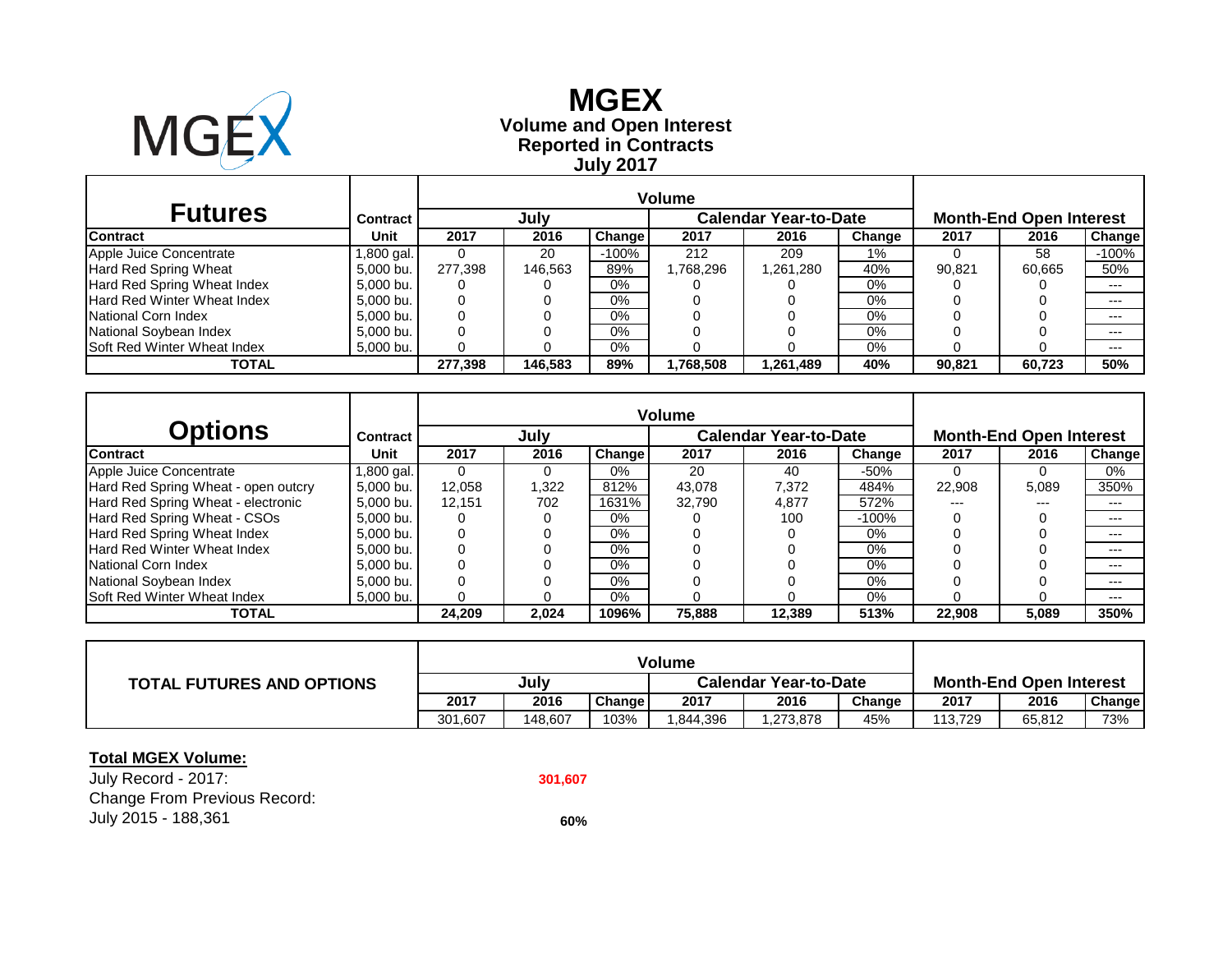# MGEX

**Volume and Open Interest**
**Reported in Contracts**
**July 2017**

| Futures | Contract | Volume | | | | | | Month-End Open Interest | | |
|---|---|---|---|---|---|---|---|---|---|---|
| | | July | | | Calendar Year-to-Date | | | | | |
| **Contract** | **Unit** | **2017** | **2016** | **Change** | **2017** | **2016** | **Change** | **2017** | **2016** | **Change** |
| Apple Juice Concentrate | 1,800 gal. | 0 | 20 | -100% | 212 | 209 | 1% | 0 | 58 | -100% |
| Hard Red Spring Wheat | 5,000 bu. | 277,398 | 146,563 | 89% | 1,768,296 | 1,261,280 | 40% | 90,821 | 60,665 | 50% |
| Hard Red Spring Wheat Index | 5,000 bu. | 0 | 0 | 0% | 0 | 0 | 0% | 0 | 0 | --- |
| Hard Red Winter Wheat Index | 5,000 bu. | 0 | 0 | 0% | 0 | 0 | 0% | 0 | 0 | --- |
| National Corn Index | 5,000 bu. | 0 | 0 | 0% | 0 | 0 | 0% | 0 | 0 | --- |
| National Soybean Index | 5,000 bu. | 0 | 0 | 0% | 0 | 0 | 0% | 0 | 0 | --- |
| Soft Red Winter Wheat Index | 5,000 bu. | 0 | 0 | 0% | 0 | 0 | 0% | 0 | 0 | --- |
| **TOTAL** | | **277,398** | **146,583** | **89%** | **1,768,508** | **1,261,489** | **40%** | **90,821** | **60,723** | **50%** |

| Options | Contract | Volume | | | | | | Month-End Open Interest | | |
|---|---|---|---|---|---|---|---|---|---|---|
| | | July | | | Calendar Year-to-Date | | | | | |
| **Contract** | **Unit** | **2017** | **2016** | **Change** | **2017** | **2016** | **Change** | **2017** | **2016** | **Change** |
| Apple Juice Concentrate | 1,800 gal. | 0 | 0 | 0% | 20 | 40 | -50% | 0 | 0 | 0% |
| Hard Red Spring Wheat - open outcry | 5,000 bu. | 12,058 | 1,322 | 812% | 43,078 | 7,372 | 484% | 22,908 | 5,089 | 350% |
| Hard Red Spring Wheat - electronic | 5,000 bu. | 12,151 | 702 | 1631% | 32,790 | 4,877 | 572% | --- | --- | --- |
| Hard Red Spring Wheat - CSOs | 5,000 bu. | 0 | 0 | 0% | 0 | 100 | -100% | 0 | 0 | --- |
| Hard Red Spring Wheat Index | 5,000 bu. | 0 | 0 | 0% | 0 | 0 | 0% | 0 | 0 | --- |
| Hard Red Winter Wheat Index | 5,000 bu. | 0 | 0 | 0% | 0 | 0 | 0% | 0 | 0 | --- |
| National Corn Index | 5,000 bu. | 0 | 0 | 0% | 0 | 0 | 0% | 0 | 0 | --- |
| National Soybean Index | 5,000 bu. | 0 | 0 | 0% | 0 | 0 | 0% | 0 | 0 | --- |
| Soft Red Winter Wheat Index | 5,000 bu. | 0 | 0 | 0% | 0 | 0 | 0% | 0 | 0 | --- |
| **TOTAL** | | **24,209** | **2,024** | **1096%** | **75,888** | **12,389** | **513%** | **22,908** | **5,089** | **350%** |

| TOTAL FUTURES AND OPTIONS | Volume | | | | | | Month-End Open Interest | | |
|---|---|---|---|---|---|---|---|---|---|
| | July | | | Calendar Year-to-Date | | | | | |
| | **2017** | **2016** | **Change** | **2017** | **2016** | **Change** | **2017** | **2016** | **Change** |
| | 301,607 | 148,607 | 103% | 1,844,396 | 1,273,878 | 45% | 113,729 | 65,812 | 73% |

**Total MGEX Volume:**

July Record - 2017: **301,607**

Change From Previous Record:

July 2015 - 188,361 **60%**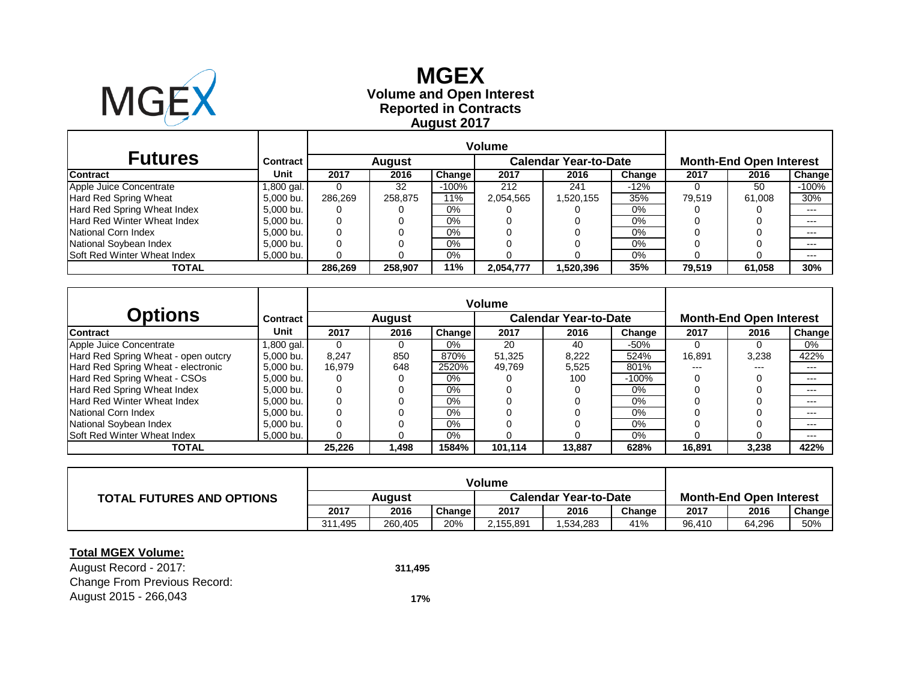# MGEX

## Volume and Open Interest
## Reported in Contracts
## August 2017

| Futures | Contract | Volume | | | | | | Month-End Open Interest | | |
|---|---|---|---|---|---|---|---|---|---|---|
| | | August | | | Calendar Year-to-Date | | | | | |
| Contract | Unit | 2017 | 2016 | Change | 2017 | 2016 | Change | 2017 | 2016 | Change |
| Apple Juice Concentrate | 1,800 gal. | 0 | 32 | -100% | 212 | 241 | -12% | 0 | 50 | -100% |
| Hard Red Spring Wheat | 5,000 bu. | 286,269 | 258,875 | 11% | 2,054,565 | 1,520,155 | 35% | 79,519 | 61,008 | 30% |
| Hard Red Spring Wheat Index | 5,000 bu. | 0 | 0 | 0% | 0 | 0 | 0% | 0 | 0 | --- |
| Hard Red Winter Wheat Index | 5,000 bu. | 0 | 0 | 0% | 0 | 0 | 0% | 0 | 0 | --- |
| National Corn Index | 5,000 bu. | 0 | 0 | 0% | 0 | 0 | 0% | 0 | 0 | --- |
| National Soybean Index | 5,000 bu. | 0 | 0 | 0% | 0 | 0 | 0% | 0 | 0 | --- |
| Soft Red Winter Wheat Index | 5,000 bu. | 0 | 0 | 0% | 0 | 0 | 0% | 0 | 0 | --- |
| **TOTAL** | | **286,269** | **258,907** | **11%** | **2,054,777** | **1,520,396** | **35%** | **79,519** | **61,058** | **30%** |

| Options | Contract | Volume | | | | | | Month-End Open Interest | | |
|---|---|---|---|---|---|---|---|---|---|---|
| | | August | | | Calendar Year-to-Date | | | | | |
| Contract | Unit | 2017 | 2016 | Change | 2017 | 2016 | Change | 2017 | 2016 | Change |
| Apple Juice Concentrate | 1,800 gal. | 0 | 0 | 0% | 20 | 40 | -50% | 0 | 0 | 0% |
| Hard Red Spring Wheat - open outcry | 5,000 bu. | 8,247 | 850 | 870% | 51,325 | 8,222 | 524% | 16,891 | 3,238 | 422% |
| Hard Red Spring Wheat - electronic | 5,000 bu. | 16,979 | 648 | 2520% | 49,769 | 5,525 | 801% | --- | --- | --- |
| Hard Red Spring Wheat - CSOs | 5,000 bu. | 0 | 0 | 0% | 0 | 100 | -100% | 0 | 0 | --- |
| Hard Red Spring Wheat Index | 5,000 bu. | 0 | 0 | 0% | 0 | 0 | 0% | 0 | 0 | --- |
| Hard Red Winter Wheat Index | 5,000 bu. | 0 | 0 | 0% | 0 | 0 | 0% | 0 | 0 | --- |
| National Corn Index | 5,000 bu. | 0 | 0 | 0% | 0 | 0 | 0% | 0 | 0 | --- |
| National Soybean Index | 5,000 bu. | 0 | 0 | 0% | 0 | 0 | 0% | 0 | 0 | --- |
| Soft Red Winter Wheat Index | 5,000 bu. | 0 | 0 | 0% | 0 | 0 | 0% | 0 | 0 | --- |
| **TOTAL** | | **25,226** | **1,498** | **1584%** | **101,114** | **13,887** | **628%** | **16,891** | **3,238** | **422%** |

| TOTAL FUTURES AND OPTIONS | Volume | | | | | | Month-End Open Interest | | |
|---|---|---|---|---|---|---|---|---|---|
| | August | | | Calendar Year-to-Date | | | | | |
| | 2017 | 2016 | Change | 2017 | 2016 | Change | 2017 | 2016 | Change |
| | 311,495 | 260,405 | 20% | 2,155,891 | 1,534,283 | 41% | 96,410 | 64,296 | 50% |

**Total MGEX Volume:**

August Record - 2017: **311,495**

Change From Previous Record:
August 2015 - 266,043 **17%**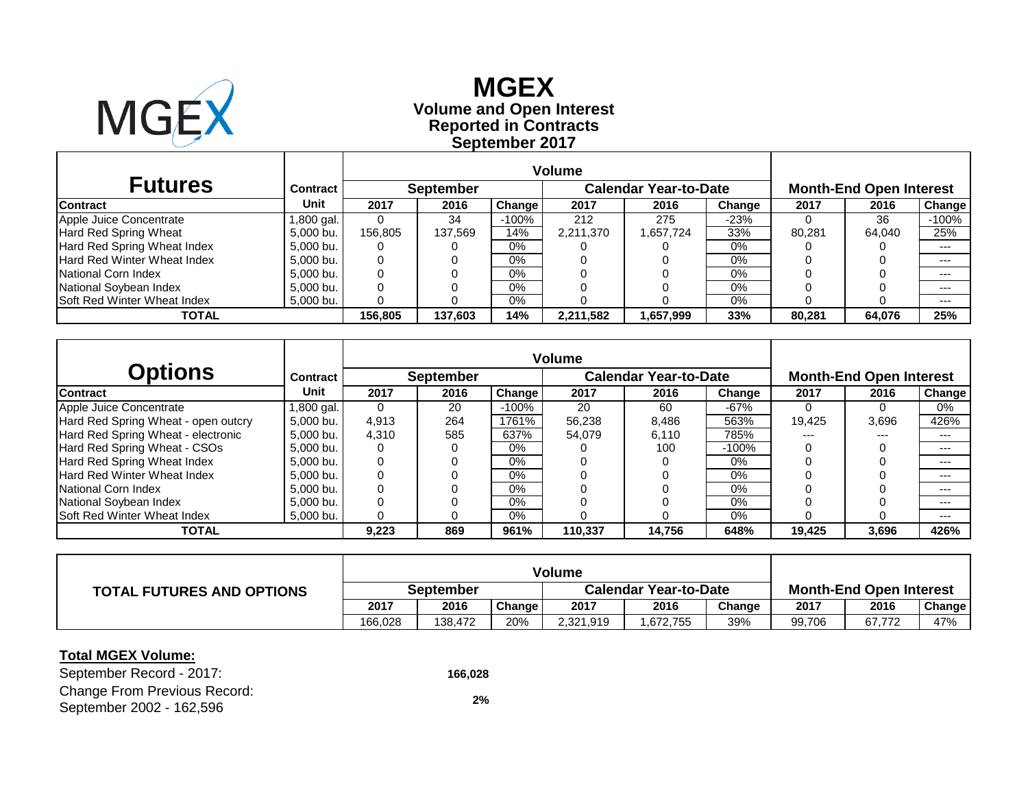# MGEX

**Volume and Open Interest**
**Reported in Contracts**
**September 2017**

| Futures | Contract | Volume | | | | | | Month-End Open Interest | | |
|---|---|---|---|---|---|---|---|---|---|---|
| | | September | | | Calendar Year-to-Date | | | | | |
| Contract | Unit | 2017 | 2016 | Change | 2017 | 2016 | Change | 2017 | 2016 | Change |
| Apple Juice Concentrate | 1,800 gal. | 0 | 34 | -100% | 212 | 275 | -23% | 0 | 36 | -100% |
| Hard Red Spring Wheat | 5,000 bu. | 156,805 | 137,569 | 14% | 2,211,370 | 1,657,724 | 33% | 80,281 | 64,040 | 25% |
| Hard Red Spring Wheat Index | 5,000 bu. | 0 | 0 | 0% | 0 | 0 | 0% | 0 | 0 | --- |
| Hard Red Winter Wheat Index | 5,000 bu. | 0 | 0 | 0% | 0 | 0 | 0% | 0 | 0 | --- |
| National Corn Index | 5,000 bu. | 0 | 0 | 0% | 0 | 0 | 0% | 0 | 0 | --- |
| National Soybean Index | 5,000 bu. | 0 | 0 | 0% | 0 | 0 | 0% | 0 | 0 | --- |
| Soft Red Winter Wheat Index | 5,000 bu. | 0 | 0 | 0% | 0 | 0 | 0% | 0 | 0 | --- |
| **TOTAL** | | **156,805** | **137,603** | **14%** | **2,211,582** | **1,657,999** | **33%** | **80,281** | **64,076** | **25%** |

| Options | Contract | Volume | | | | | | Month-End Open Interest | | |
|---|---|---|---|---|---|---|---|---|---|---|
| | | September | | | Calendar Year-to-Date | | | | | |
| Contract | Unit | 2017 | 2016 | Change | 2017 | 2016 | Change | 2017 | 2016 | Change |
| Apple Juice Concentrate | 1,800 gal. | 0 | 20 | -100% | 20 | 60 | -67% | 0 | 0 | 0% |
| Hard Red Spring Wheat - open outcry | 5,000 bu. | 4,913 | 264 | 1761% | 56,238 | 8,486 | 563% | 19,425 | 3,696 | 426% |
| Hard Red Spring Wheat - electronic | 5,000 bu. | 4,310 | 585 | 637% | 54,079 | 6,110 | 785% | --- | --- | --- |
| Hard Red Spring Wheat - CSOs | 5,000 bu. | 0 | 0 | 0% | 0 | 100 | -100% | 0 | 0 | --- |
| Hard Red Spring Wheat Index | 5,000 bu. | 0 | 0 | 0% | 0 | 0 | 0% | 0 | 0 | --- |
| Hard Red Winter Wheat Index | 5,000 bu. | 0 | 0 | 0% | 0 | 0 | 0% | 0 | 0 | --- |
| National Corn Index | 5,000 bu. | 0 | 0 | 0% | 0 | 0 | 0% | 0 | 0 | --- |
| National Soybean Index | 5,000 bu. | 0 | 0 | 0% | 0 | 0 | 0% | 0 | 0 | --- |
| Soft Red Winter Wheat Index | 5,000 bu. | 0 | 0 | 0% | 0 | 0 | 0% | 0 | 0 | --- |
| **TOTAL** | | **9,223** | **869** | **961%** | **110,337** | **14,756** | **648%** | **19,425** | **3,696** | **426%** |

| TOTAL FUTURES AND OPTIONS | Volume | | | | | | Month-End Open Interest | | |
|---|---|---|---|---|---|---|---|---|---|
| | September | | | Calendar Year-to-Date | | | | | |
| | 2017 | 2016 | Change | 2017 | 2016 | Change | 2017 | 2016 | Change |
| | 166,028 | 138,472 | 20% | 2,321,919 | 1,672,755 | 39% | 99,706 | 67,772 | 47% |

**Total MGEX Volume:**

September Record - 2017: **166,028**

Change From Previous Record: September 2002 - 162,596 **2%**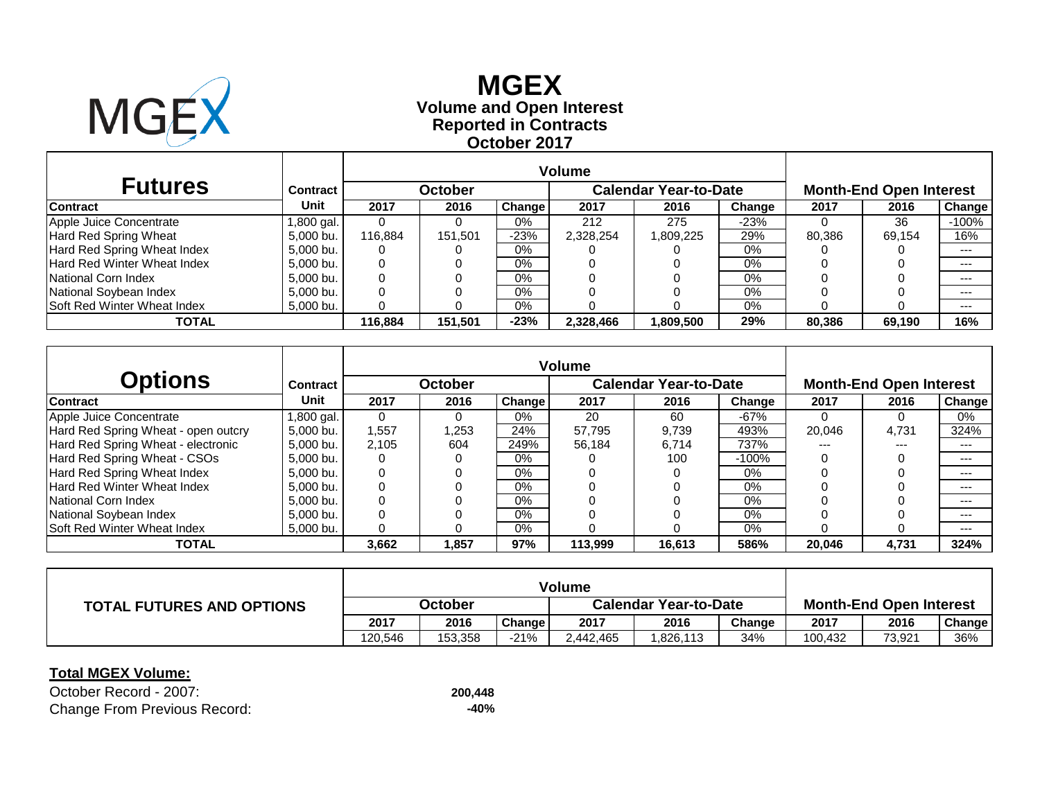# MGEX

**Volume and Open Interest**
**Reported in Contracts**
**October 2017**

| Futures | Contract | Volume | | | | | | Month-End Open Interest | | |
|---|---|---|---|---|---|---|---|---|---|---|
| | | October | | | Calendar Year-to-Date | | | | | |
| **Contract** | **Unit** | **2017** | **2016** | **Change** | **2017** | **2016** | **Change** | **2017** | **2016** | **Change** |
| Apple Juice Concentrate | 1,800 gal. | 0 | 0 | 0% | 212 | 275 | -23% | 0 | 36 | -100% |
| Hard Red Spring Wheat | 5,000 bu. | 116,884 | 151,501 | -23% | 2,328,254 | 1,809,225 | 29% | 80,386 | 69,154 | 16% |
| Hard Red Spring Wheat Index | 5,000 bu. | 0 | 0 | 0% | 0 | 0 | 0% | 0 | 0 | --- |
| Hard Red Winter Wheat Index | 5,000 bu. | 0 | 0 | 0% | 0 | 0 | 0% | 0 | 0 | --- |
| National Corn Index | 5,000 bu. | 0 | 0 | 0% | 0 | 0 | 0% | 0 | 0 | --- |
| National Soybean Index | 5,000 bu. | 0 | 0 | 0% | 0 | 0 | 0% | 0 | 0 | --- |
| Soft Red Winter Wheat Index | 5,000 bu. | 0 | 0 | 0% | 0 | 0 | 0% | 0 | 0 | --- |
| **TOTAL** | | **116,884** | **151,501** | **-23%** | **2,328,466** | **1,809,500** | **29%** | **80,386** | **69,190** | **16%** |

| Options | Contract | Volume | | | | | | Month-End Open Interest | | |
|---|---|---|---|---|---|---|---|---|---|---|
| | | October | | | Calendar Year-to-Date | | | | | |
| **Contract** | **Unit** | **2017** | **2016** | **Change** | **2017** | **2016** | **Change** | **2017** | **2016** | **Change** |
| Apple Juice Concentrate | 1,800 gal. | 0 | 0 | 0% | 20 | 60 | -67% | 0 | 0 | 0% |
| Hard Red Spring Wheat - open outcry | 5,000 bu. | 1,557 | 1,253 | 24% | 57,795 | 9,739 | 493% | 20,046 | 4,731 | 324% |
| Hard Red Spring Wheat - electronic | 5,000 bu. | 2,105 | 604 | 249% | 56,184 | 6,714 | 737% | --- | --- | --- |
| Hard Red Spring Wheat - CSOs | 5,000 bu. | 0 | 0 | 0% | 0 | 100 | -100% | 0 | 0 | --- |
| Hard Red Spring Wheat Index | 5,000 bu. | 0 | 0 | 0% | 0 | 0 | 0% | 0 | 0 | --- |
| Hard Red Winter Wheat Index | 5,000 bu. | 0 | 0 | 0% | 0 | 0 | 0% | 0 | 0 | --- |
| National Corn Index | 5,000 bu. | 0 | 0 | 0% | 0 | 0 | 0% | 0 | 0 | --- |
| National Soybean Index | 5,000 bu. | 0 | 0 | 0% | 0 | 0 | 0% | 0 | 0 | --- |
| Soft Red Winter Wheat Index | 5,000 bu. | 0 | 0 | 0% | 0 | 0 | 0% | 0 | 0 | --- |
| **TOTAL** | | **3,662** | **1,857** | **97%** | **113,999** | **16,613** | **586%** | **20,046** | **4,731** | **324%** |

| TOTAL FUTURES AND OPTIONS | Volume | | | | | | Month-End Open Interest | | |
|---|---|---|---|---|---|---|---|---|---|
| | October | | | Calendar Year-to-Date | | | | | |
| | **2017** | **2016** | **Change** | **2017** | **2016** | **Change** | **2017** | **2016** | **Change** |
| | 120,546 | 153,358 | -21% | 2,442,465 | 1,826,113 | 34% | 100,432 | 73,921 | 36% |

**Total MGEX Volume:**

October Record - 2007: **200,448**

Change From Previous Record: **-40%**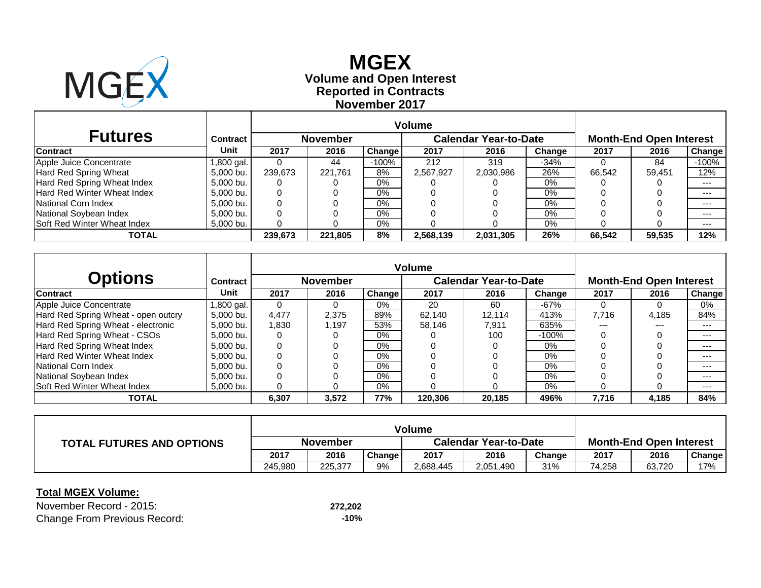# MGEX

**Volume and Open Interest**
**Reported in Contracts**
**November 2017**

| Futures | Contract | Volume | | | | | | Month-End Open Interest | | |
|---|---|---|---|---|---|---|---|---|---|---|
| | | November | | | Calendar Year-to-Date | | | | | |
| **Contract** | **Unit** | **2017** | **2016** | **Change** | **2017** | **2016** | **Change** | **2017** | **2016** | **Change** |
| Apple Juice Concentrate | 1,800 gal. | 0 | 44 | -100% | 212 | 319 | -34% | 0 | 84 | -100% |
| Hard Red Spring Wheat | 5,000 bu. | 239,673 | 221,761 | 8% | 2,567,927 | 2,030,986 | 26% | 66,542 | 59,451 | 12% |
| Hard Red Spring Wheat Index | 5,000 bu. | 0 | 0 | 0% | 0 | 0 | 0% | 0 | 0 | --- |
| Hard Red Winter Wheat Index | 5,000 bu. | 0 | 0 | 0% | 0 | 0 | 0% | 0 | 0 | --- |
| National Corn Index | 5,000 bu. | 0 | 0 | 0% | 0 | 0 | 0% | 0 | 0 | --- |
| National Soybean Index | 5,000 bu. | 0 | 0 | 0% | 0 | 0 | 0% | 0 | 0 | --- |
| Soft Red Winter Wheat Index | 5,000 bu. | 0 | 0 | 0% | 0 | 0 | 0% | 0 | 0 | --- |
| **TOTAL** | | **239,673** | **221,805** | **8%** | **2,568,139** | **2,031,305** | **26%** | **66,542** | **59,535** | **12%** |

| Options | Contract | Volume | | | | | | Month-End Open Interest | | |
|---|---|---|---|---|---|---|---|---|---|---|
| | | November | | | Calendar Year-to-Date | | | | | |
| **Contract** | **Unit** | **2017** | **2016** | **Change** | **2017** | **2016** | **Change** | **2017** | **2016** | **Change** |
| Apple Juice Concentrate | 1,800 gal. | 0 | 0 | 0% | 20 | 60 | -67% | 0 | 0 | 0% |
| Hard Red Spring Wheat - open outcry | 5,000 bu. | 4,477 | 2,375 | 89% | 62,140 | 12,114 | 413% | 7,716 | 4,185 | 84% |
| Hard Red Spring Wheat - electronic | 5,000 bu. | 1,830 | 1,197 | 53% | 58,146 | 7,911 | 635% | --- | --- | --- |
| Hard Red Spring Wheat - CSOs | 5,000 bu. | 0 | 0 | 0% | 0 | 100 | -100% | 0 | 0 | --- |
| Hard Red Spring Wheat Index | 5,000 bu. | 0 | 0 | 0% | 0 | 0 | 0% | 0 | 0 | --- |
| Hard Red Winter Wheat Index | 5,000 bu. | 0 | 0 | 0% | 0 | 0 | 0% | 0 | 0 | --- |
| National Corn Index | 5,000 bu. | 0 | 0 | 0% | 0 | 0 | 0% | 0 | 0 | --- |
| National Soybean Index | 5,000 bu. | 0 | 0 | 0% | 0 | 0 | 0% | 0 | 0 | --- |
| Soft Red Winter Wheat Index | 5,000 bu. | 0 | 0 | 0% | 0 | 0 | 0% | 0 | 0 | --- |
| **TOTAL** | | **6,307** | **3,572** | **77%** | **120,306** | **20,185** | **496%** | **7,716** | **4,185** | **84%** |

| TOTAL FUTURES AND OPTIONS | Volume | | | | | | Month-End Open Interest | | |
|---|---|---|---|---|---|---|---|---|---|
| | November | | | Calendar Year-to-Date | | | | | |
| | **2017** | **2016** | **Change** | **2017** | **2016** | **Change** | **2017** | **2016** | **Change** |
| | 245,980 | 225,377 | 9% | 2,688,445 | 2,051,490 | 31% | 74,258 | 63,720 | 17% |

**Total MGEX Volume:**

November Record - 2015: **272,202**

Change From Previous Record: **-10%**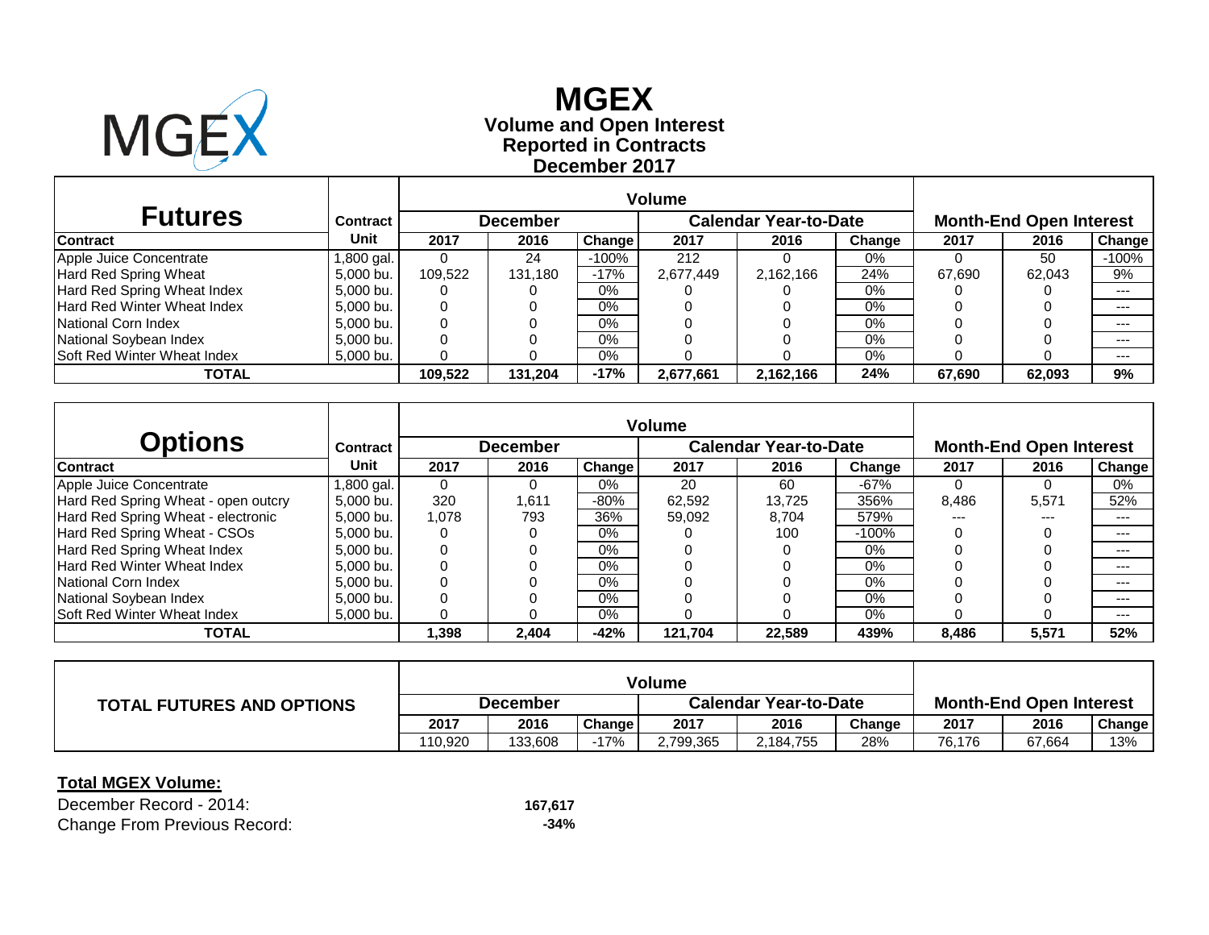# MGEX

**Volume and Open Interest**
**Reported in Contracts**
**December 2017**

| Futures | Contract | Volume | | | | | | Month-End Open Interest | | |
|---|---|---|---|---|---|---|---|---|---|---|
| | | December | | | Calendar Year-to-Date | | | | | |
| **Contract** | **Unit** | **2017** | **2016** | **Change** | **2017** | **2016** | **Change** | **2017** | **2016** | **Change** |
| Apple Juice Concentrate | 1,800 gal. | 0 | 24 | -100% | 212 | 0 | 0% | 0 | 50 | -100% |
| Hard Red Spring Wheat | 5,000 bu. | 109,522 | 131,180 | -17% | 2,677,449 | 2,162,166 | 24% | 67,690 | 62,043 | 9% |
| Hard Red Spring Wheat Index | 5,000 bu. | 0 | 0 | 0% | 0 | 0 | 0% | 0 | 0 | --- |
| Hard Red Winter Wheat Index | 5,000 bu. | 0 | 0 | 0% | 0 | 0 | 0% | 0 | 0 | --- |
| National Corn Index | 5,000 bu. | 0 | 0 | 0% | 0 | 0 | 0% | 0 | 0 | --- |
| National Soybean Index | 5,000 bu. | 0 | 0 | 0% | 0 | 0 | 0% | 0 | 0 | --- |
| Soft Red Winter Wheat Index | 5,000 bu. | 0 | 0 | 0% | 0 | 0 | 0% | 0 | 0 | --- |
| **TOTAL** | | **109,522** | **131,204** | **-17%** | **2,677,661** | **2,162,166** | **24%** | **67,690** | **62,093** | **9%** |

| Options | Contract | Volume | | | | | | Month-End Open Interest | | |
|---|---|---|---|---|---|---|---|---|---|---|
| | | December | | | Calendar Year-to-Date | | | | | |
| **Contract** | **Unit** | **2017** | **2016** | **Change** | **2017** | **2016** | **Change** | **2017** | **2016** | **Change** |
| Apple Juice Concentrate | 1,800 gal. | 0 | 0 | 0% | 20 | 60 | -67% | 0 | 0 | 0% |
| Hard Red Spring Wheat - open outcry | 5,000 bu. | 320 | 1,611 | -80% | 62,592 | 13,725 | 356% | 8,486 | 5,571 | 52% |
| Hard Red Spring Wheat - electronic | 5,000 bu. | 1,078 | 793 | 36% | 59,092 | 8,704 | 579% | --- | --- | --- |
| Hard Red Spring Wheat - CSOs | 5,000 bu. | 0 | 0 | 0% | 0 | 100 | -100% | 0 | 0 | --- |
| Hard Red Spring Wheat Index | 5,000 bu. | 0 | 0 | 0% | 0 | 0 | 0% | 0 | 0 | --- |
| Hard Red Winter Wheat Index | 5,000 bu. | 0 | 0 | 0% | 0 | 0 | 0% | 0 | 0 | --- |
| National Corn Index | 5,000 bu. | 0 | 0 | 0% | 0 | 0 | 0% | 0 | 0 | --- |
| National Soybean Index | 5,000 bu. | 0 | 0 | 0% | 0 | 0 | 0% | 0 | 0 | --- |
| Soft Red Winter Wheat Index | 5,000 bu. | 0 | 0 | 0% | 0 | 0 | 0% | 0 | 0 | --- |
| **TOTAL** | | **1,398** | **2,404** | **-42%** | **121,704** | **22,589** | **439%** | **8,486** | **5,571** | **52%** |

| TOTAL FUTURES AND OPTIONS | Volume | | | | | | Month-End Open Interest | | |
|---|---|---|---|---|---|---|---|---|---|
| | December | | | Calendar Year-to-Date | | | | | |
| | **2017** | **2016** | **Change** | **2017** | **2016** | **Change** | **2017** | **2016** | **Change** |
| | 110,920 | 133,608 | -17% | 2,799,365 | 2,184,755 | 28% | 76,176 | 67,664 | 13% |

**Total MGEX Volume:**

| | |
|---|---|
| December Record - 2014: | **167,617** |
| Change From Previous Record: | **-34%** |